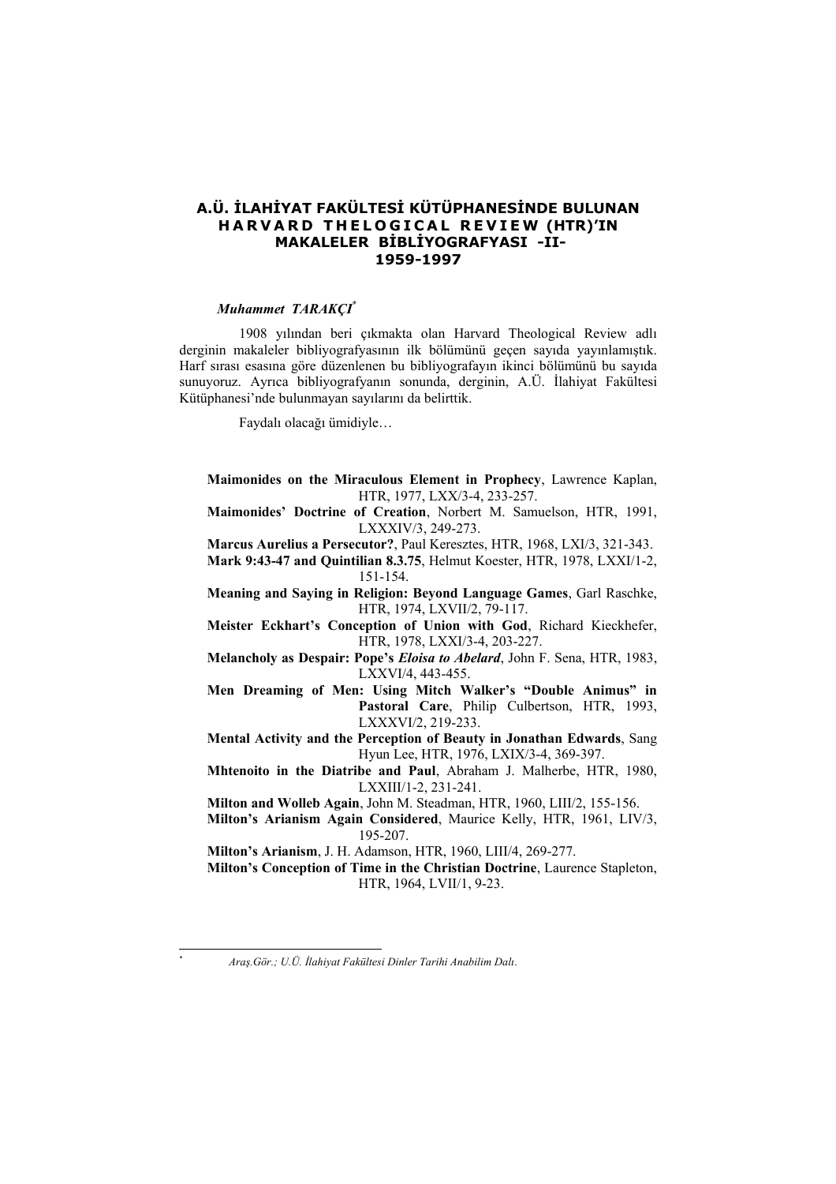# A.Ü. İLAHİYAT FAKÜLTESİ KÜTÜPHANESİNDE BULUNAN HARVARD THELOGICAL REVIEW (HTR)'IN MAKALELER BİBLİYOGRAFYASI -II- 1959-1997

***Muhammet TARAKÇI****

1908 yılından beri çıkmakta olan Harvard Theological Review adlı derginin makaleler bibliyografyasının ilk bölümünü geçen sayıda yayınlamıştık. Harf sırası esasına göre düzenlenen bu bibliyografyaın ikinci bölümünü bu sayıda sunuyoruz. Ayrıca bibliyografyanın sonunda, derginin, A.Ü. İlahiyat Fakültesi Kütüphanesi'nde bulunmayan sayılarını da belirttik.

Faydalı olacağı ümidiyle…

**Maimonides on the Miraculous Element in Prophecy**, Lawrence Kaplan, HTR, 1977, LXX/3-4, 233-257.

**Maimonides' Doctrine of Creation**, Norbert M. Samuelson, HTR, 1991, LXXXIV/3, 249-273.

**Marcus Aurelius a Persecutor?**, Paul Keresztes, HTR, 1968, LXI/3, 321-343.

**Mark 9:43-47 and Quintilian 8.3.75**, Helmut Koester, HTR, 1978, LXXI/1-2, 151-154.

**Meaning and Saying in Religion: Beyond Language Games**, Garl Raschke, HTR, 1974, LXVII/2, 79-117.

**Meister Eckhart's Conception of Union with God**, Richard Kieckhefer, HTR, 1978, LXXI/3-4, 203-227.

**Melancholy as Despair: Pope's *Eloisa to Abelard***, John F. Sena, HTR, 1983, LXXVI/4, 443-455.

**Men Dreaming of Men: Using Mitch Walker's "Double Animus" in Pastoral Care**, Philip Culbertson, HTR, 1993, LXXXVI/2, 219-233.

**Mental Activity and the Perception of Beauty in Jonathan Edwards**, Sang Hyun Lee, HTR, 1976, LXIX/3-4, 369-397.

**Mhtenoito in the Diatribe and Paul**, Abraham J. Malherbe, HTR, 1980, LXXIII/1-2, 231-241.

**Milton and Wolleb Again**, John M. Steadman, HTR, 1960, LIII/2, 155-156.

**Milton's Arianism Again Considered**, Maurice Kelly, HTR, 1961, LIV/3, 195-207.

**Milton's Arianism**, J. H. Adamson, HTR, 1960, LIII/4, 269-277.

**Milton's Conception of Time in the Christian Doctrine**, Laurence Stapleton, HTR, 1964, LVII/1, 9-23.

---

\* *Araş.Gör.; U.Ü. İlahiyat Fakültesi Dinler Tarihi Anabilim Dalı.*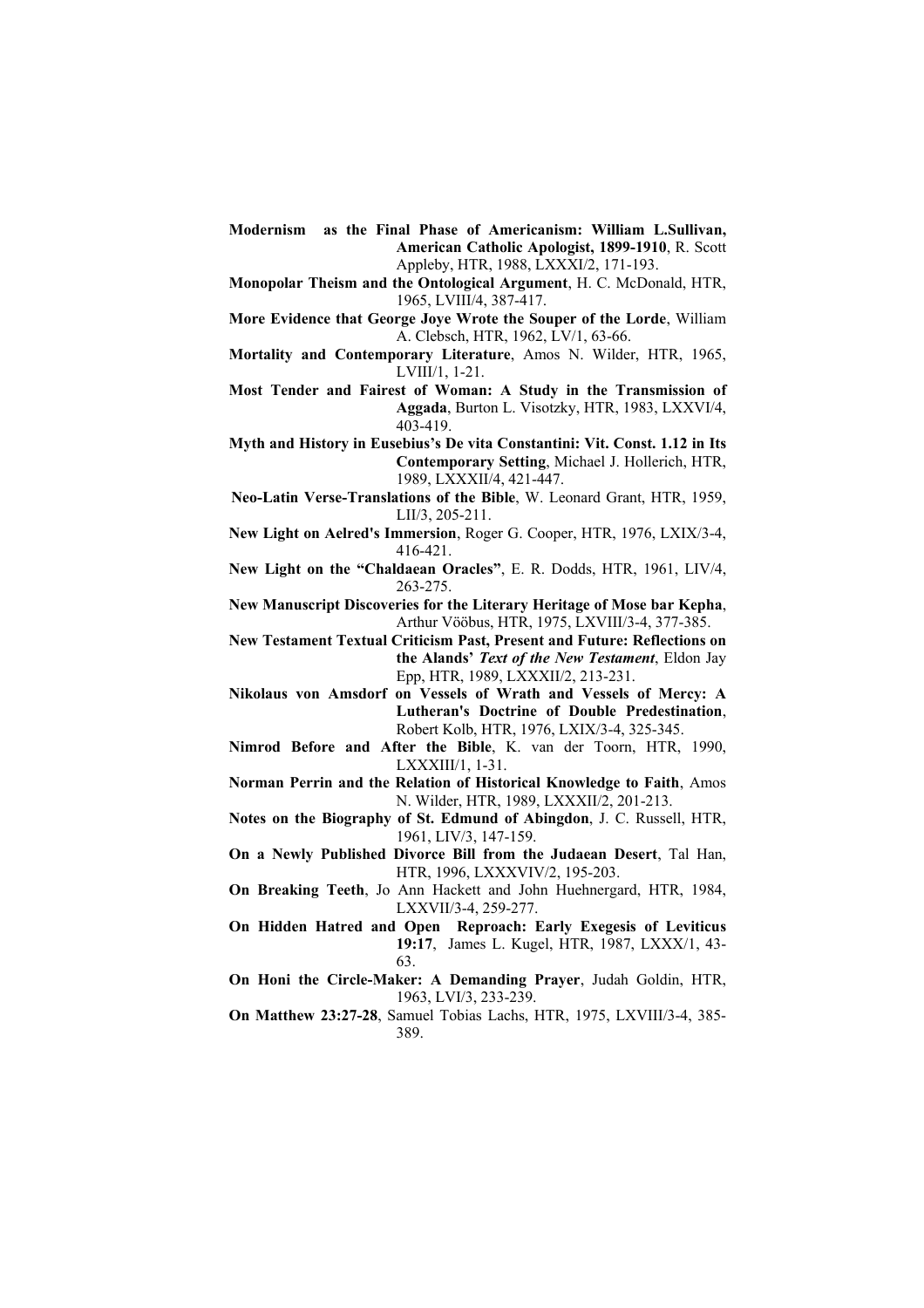**Modernism as the Final Phase of Americanism: William L.Sullivan, American Catholic Apologist, 1899-1910**, R. Scott Appleby, HTR, 1988, LXXXI/2, 171-193.

**Monopolar Theism and the Ontological Argument**, H. C. McDonald, HTR, 1965, LVIII/4, 387-417.

**More Evidence that George Joye Wrote the Souper of the Lorde**, William A. Clebsch, HTR, 1962, LV/1, 63-66.

**Mortality and Contemporary Literature**, Amos N. Wilder, HTR, 1965, LVIII/1, 1-21.

**Most Tender and Fairest of Woman: A Study in the Transmission of Aggada**, Burton L. Visotzky, HTR, 1983, LXXVI/4, 403-419.

**Myth and History in Eusebius's De vita Constantini: Vit. Const. 1.12 in Its Contemporary Setting**, Michael J. Hollerich, HTR, 1989, LXXXII/4, 421-447.

**Neo-Latin Verse-Translations of the Bible**, W. Leonard Grant, HTR, 1959, LII/3, 205-211.

**New Light on Aelred's Immersion**, Roger G. Cooper, HTR, 1976, LXIX/3-4, 416-421.

**New Light on the "Chaldaean Oracles"**, E. R. Dodds, HTR, 1961, LIV/4, 263-275.

**New Manuscript Discoveries for the Literary Heritage of Mose bar Kepha**, Arthur Vööbus, HTR, 1975, LXVIII/3-4, 377-385.

**New Testament Textual Criticism Past, Present and Future: Reflections on the Alands' *Text of the New Testament***, Eldon Jay Epp, HTR, 1989, LXXXII/2, 213-231.

**Nikolaus von Amsdorf on Vessels of Wrath and Vessels of Mercy: A Lutheran's Doctrine of Double Predestination**, Robert Kolb, HTR, 1976, LXIX/3-4, 325-345.

**Nimrod Before and After the Bible**, K. van der Toorn, HTR, 1990, LXXXIII/1, 1-31.

**Norman Perrin and the Relation of Historical Knowledge to Faith**, Amos N. Wilder, HTR, 1989, LXXXII/2, 201-213.

**Notes on the Biography of St. Edmund of Abingdon**, J. C. Russell, HTR, 1961, LIV/3, 147-159.

**On a Newly Published Divorce Bill from the Judaean Desert**, Tal Han, HTR, 1996, LXXXVIV/2, 195-203.

**On Breaking Teeth**, Jo Ann Hackett and John Huehnergard, HTR, 1984, LXXVII/3-4, 259-277.

**On Hidden Hatred and Open Reproach: Early Exegesis of Leviticus 19:17**, James L. Kugel, HTR, 1987, LXXX/1, 43-63.

**On Honi the Circle-Maker: A Demanding Prayer**, Judah Goldin, HTR, 1963, LVI/3, 233-239.

**On Matthew 23:27-28**, Samuel Tobias Lachs, HTR, 1975, LXVIII/3-4, 385-389.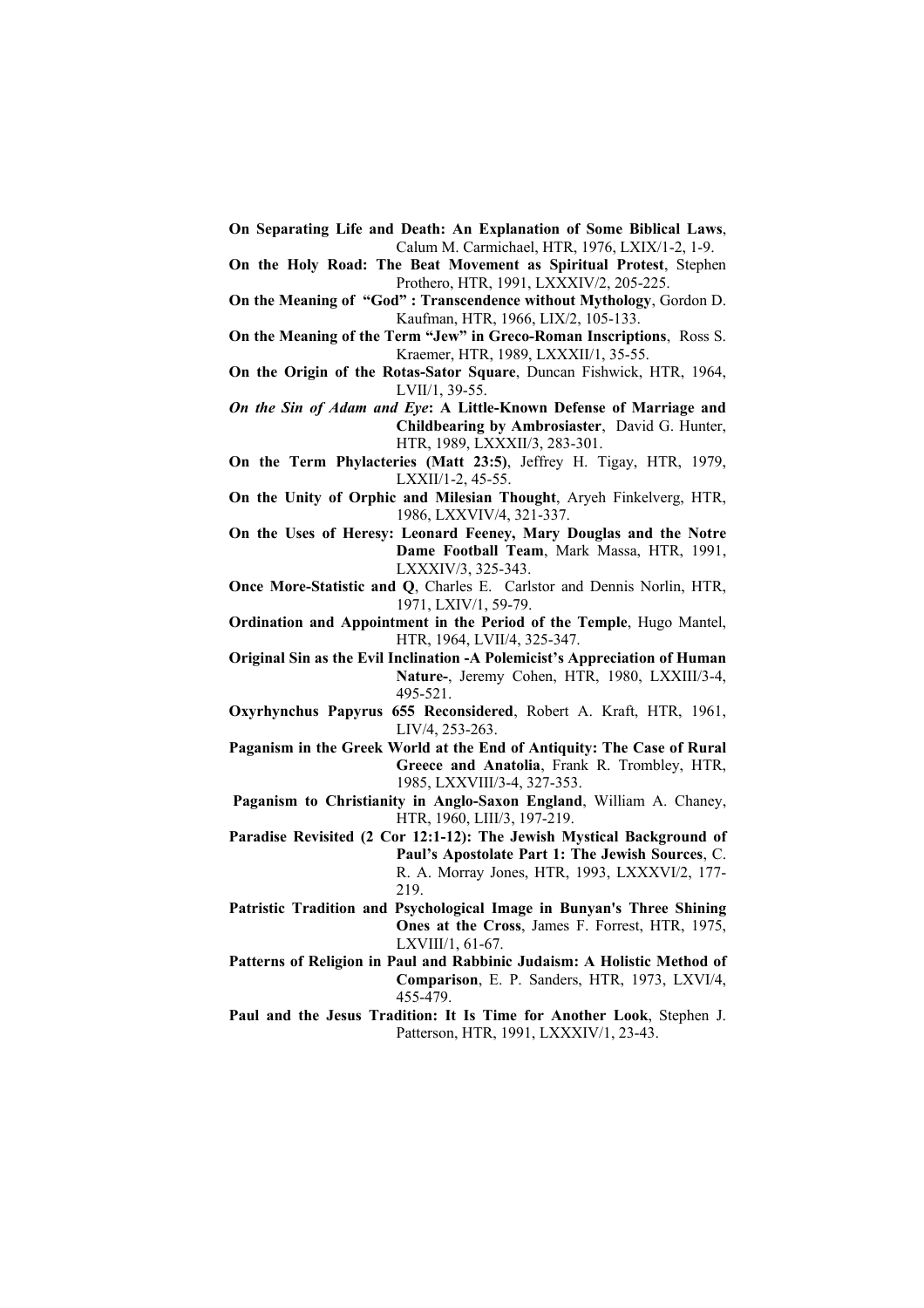**On Separating Life and Death: An Explanation of Some Biblical Laws**, Calum M. Carmichael, HTR, 1976, LXIX/1-2, 1-9.

**On the Holy Road: The Beat Movement as Spiritual Protest**, Stephen Prothero, HTR, 1991, LXXXIV/2, 205-225.

**On the Meaning of "God" : Transcendence without Mythology**, Gordon D. Kaufman, HTR, 1966, LIX/2, 105-133.

**On the Meaning of the Term "Jew" in Greco-Roman Inscriptions**, Ross S. Kraemer, HTR, 1989, LXXXII/1, 35-55.

**On the Origin of the Rotas-Sator Square**, Duncan Fishwick, HTR, 1964, LVII/1, 39-55.

***On the Sin of Adam and Eye*: A Little-Known Defense of Marriage and Childbearing by Ambrosiaster**, David G. Hunter, HTR, 1989, LXXXII/3, 283-301.

**On the Term Phylacteries (Matt 23:5)**, Jeffrey H. Tigay, HTR, 1979, LXXII/1-2, 45-55.

**On the Unity of Orphic and Milesian Thought**, Aryeh Finkelverg, HTR, 1986, LXXVIV/4, 321-337.

**On the Uses of Heresy: Leonard Feeney, Mary Douglas and the Notre Dame Football Team**, Mark Massa, HTR, 1991, LXXXIV/3, 325-343.

**Once More-Statistic and Q**, Charles E. Carlstor and Dennis Norlin, HTR, 1971, LXIV/1, 59-79.

**Ordination and Appointment in the Period of the Temple**, Hugo Mantel, HTR, 1964, LVII/4, 325-347.

**Original Sin as the Evil Inclination -A Polemicist's Appreciation of Human Nature-**, Jeremy Cohen, HTR, 1980, LXXIII/3-4, 495-521.

**Oxyrhynchus Papyrus 655 Reconsidered**, Robert A. Kraft, HTR, 1961, LIV/4, 253-263.

**Paganism in the Greek World at the End of Antiquity: The Case of Rural Greece and Anatolia**, Frank R. Trombley, HTR, 1985, LXXVIII/3-4, 327-353.

**Paganism to Christianity in Anglo-Saxon England**, William A. Chaney, HTR, 1960, LIII/3, 197-219.

**Paradise Revisited (2 Cor 12:1-12): The Jewish Mystical Background of Paul's Apostolate Part 1: The Jewish Sources**, C. R. A. Morray Jones, HTR, 1993, LXXXVI/2, 177-219.

**Patristic Tradition and Psychological Image in Bunyan's Three Shining Ones at the Cross**, James F. Forrest, HTR, 1975, LXVIII/1, 61-67.

**Patterns of Religion in Paul and Rabbinic Judaism: A Holistic Method of Comparison**, E. P. Sanders, HTR, 1973, LXVI/4, 455-479.

**Paul and the Jesus Tradition: It Is Time for Another Look**, Stephen J. Patterson, HTR, 1991, LXXXIV/1, 23-43.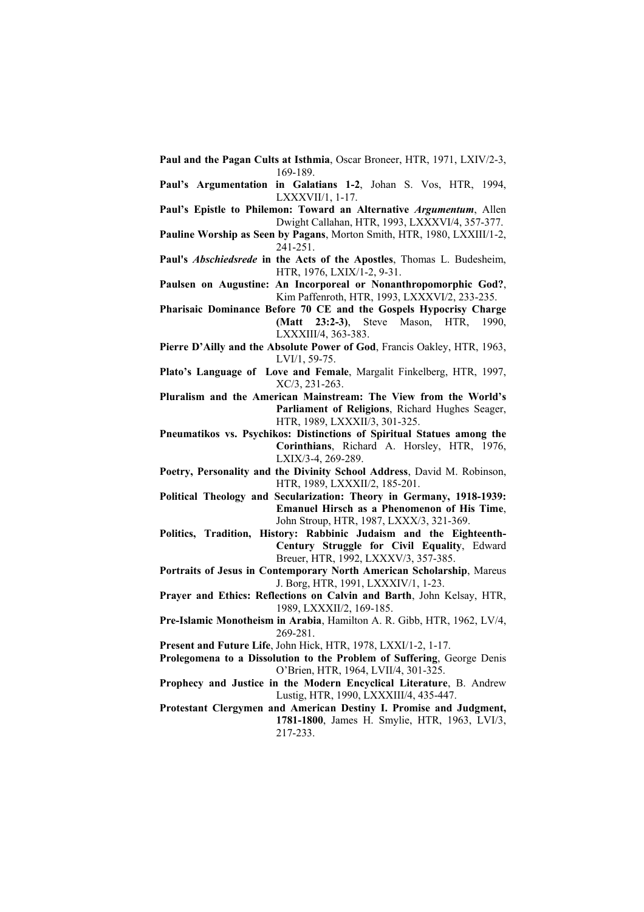**Paul and the Pagan Cults at Isthmia**, Oscar Broneer, HTR, 1971, LXIV/2-3, 169-189.

**Paul's Argumentation in Galatians 1-2**, Johan S. Vos, HTR, 1994, LXXXVII/1, 1-17.

**Paul's Epistle to Philemon: Toward an Alternative *Argumentum***, Allen Dwight Callahan, HTR, 1993, LXXXVI/4, 357-377.

**Pauline Worship as Seen by Pagans**, Morton Smith, HTR, 1980, LXXIII/1-2, 241-251.

**Paul's *Abschiedsrede* in the Acts of the Apostles**, Thomas L. Budesheim, HTR, 1976, LXIX/1-2, 9-31.

**Paulsen on Augustine: An Incorporeal or Nonanthropomorphic God?**, Kim Paffenroth, HTR, 1993, LXXXVI/2, 233-235.

**Pharisaic Dominance Before 70 CE and the Gospels Hypocrisy Charge (Matt 23:2-3)**, Steve Mason, HTR, 1990, LXXXIII/4, 363-383.

**Pierre D'Ailly and the Absolute Power of God**, Francis Oakley, HTR, 1963, LVI/1, 59-75.

**Plato's Language of Love and Female**, Margalit Finkelberg, HTR, 1997, XC/3, 231-263.

**Pluralism and the American Mainstream: The View from the World's Parliament of Religions**, Richard Hughes Seager, HTR, 1989, LXXXII/3, 301-325.

**Pneumatikos vs. Psychikos: Distinctions of Spiritual Statues among the Corinthians**, Richard A. Horsley, HTR, 1976, LXIX/3-4, 269-289.

**Poetry, Personality and the Divinity School Address**, David M. Robinson, HTR, 1989, LXXXII/2, 185-201.

**Political Theology and Secularization: Theory in Germany, 1918-1939: Emanuel Hirsch as a Phenomenon of His Time**, John Stroup, HTR, 1987, LXXX/3, 321-369.

**Politics, Tradition, History: Rabbinic Judaism and the Eighteenth-Century Struggle for Civil Equality**, Edward Breuer, HTR, 1992, LXXXV/3, 357-385.

**Portraits of Jesus in Contemporary North American Scholarship**, Mareus J. Borg, HTR, 1991, LXXXIV/1, 1-23.

**Prayer and Ethics: Reflections on Calvin and Barth**, John Kelsay, HTR, 1989, LXXXII/2, 169-185.

**Pre-Islamic Monotheism in Arabia**, Hamilton A. R. Gibb, HTR, 1962, LV/4, 269-281.

**Present and Future Life**, John Hick, HTR, 1978, LXXI/1-2, 1-17.

**Prolegomena to a Dissolution to the Problem of Suffering**, George Denis O'Brien, HTR, 1964, LVII/4, 301-325.

**Prophecy and Justice in the Modern Encyclical Literature**, B. Andrew Lustig, HTR, 1990, LXXXIII/4, 435-447.

**Protestant Clergymen and American Destiny I. Promise and Judgment, 1781-1800**, James H. Smylie, HTR, 1963, LVI/3, 217-233.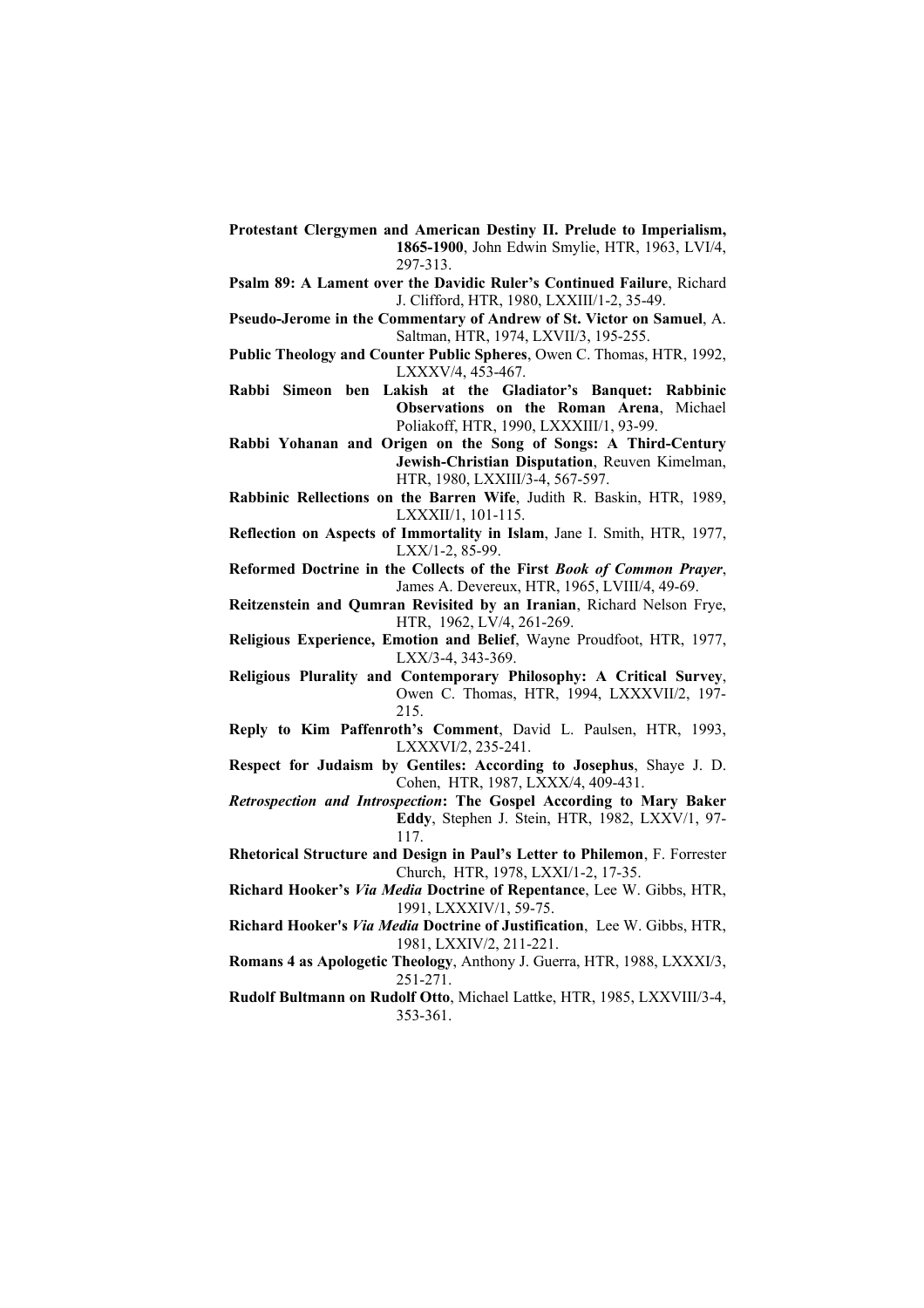**Protestant Clergymen and American Destiny II. Prelude to Imperialism, 1865-1900**, John Edwin Smylie, HTR, 1963, LVI/4, 297-313.

**Psalm 89: A Lament over the Davidic Ruler's Continued Failure**, Richard J. Clifford, HTR, 1980, LXXIII/1-2, 35-49.

**Pseudo-Jerome in the Commentary of Andrew of St. Victor on Samuel**, A. Saltman, HTR, 1974, LXVII/3, 195-255.

**Public Theology and Counter Public Spheres**, Owen C. Thomas, HTR, 1992, LXXXV/4, 453-467.

**Rabbi Simeon ben Lakish at the Gladiator's Banquet: Rabbinic Observations on the Roman Arena**, Michael Poliakoff, HTR, 1990, LXXXIII/1, 93-99.

**Rabbi Yohanan and Origen on the Song of Songs: A Third-Century Jewish-Christian Disputation**, Reuven Kimelman, HTR, 1980, LXXIII/3-4, 567-597.

**Rabbinic Rellections on the Barren Wife**, Judith R. Baskin, HTR, 1989, LXXXII/1, 101-115.

**Reflection on Aspects of Immortality in Islam**, Jane I. Smith, HTR, 1977, LXX/1-2, 85-99.

**Reformed Doctrine in the Collects of the First *Book of Common Prayer***, James A. Devereux, HTR, 1965, LVIII/4, 49-69.

**Reitzenstein and Qumran Revisited by an Iranian**, Richard Nelson Frye, HTR, 1962, LV/4, 261-269.

**Religious Experience, Emotion and Belief**, Wayne Proudfoot, HTR, 1977, LXX/3-4, 343-369.

**Religious Plurality and Contemporary Philosophy: A Critical Survey**, Owen C. Thomas, HTR, 1994, LXXXVII/2, 197-215.

**Reply to Kim Paffenroth's Comment**, David L. Paulsen, HTR, 1993, LXXXVI/2, 235-241.

**Respect for Judaism by Gentiles: According to Josephus**, Shaye J. D. Cohen, HTR, 1987, LXXX/4, 409-431.

***Retrospection and Introspection*: The Gospel According to Mary Baker Eddy**, Stephen J. Stein, HTR, 1982, LXXV/1, 97-117.

**Rhetorical Structure and Design in Paul's Letter to Philemon**, F. Forrester Church, HTR, 1978, LXXI/1-2, 17-35.

**Richard Hooker's *Via Media* Doctrine of Repentance**, Lee W. Gibbs, HTR, 1991, LXXXIV/1, 59-75.

**Richard Hooker's *Via Media* Doctrine of Justification**, Lee W. Gibbs, HTR, 1981, LXXIV/2, 211-221.

**Romans 4 as Apologetic Theology**, Anthony J. Guerra, HTR, 1988, LXXXI/3, 251-271.

**Rudolf Bultmann on Rudolf Otto**, Michael Lattke, HTR, 1985, LXXVIII/3-4, 353-361.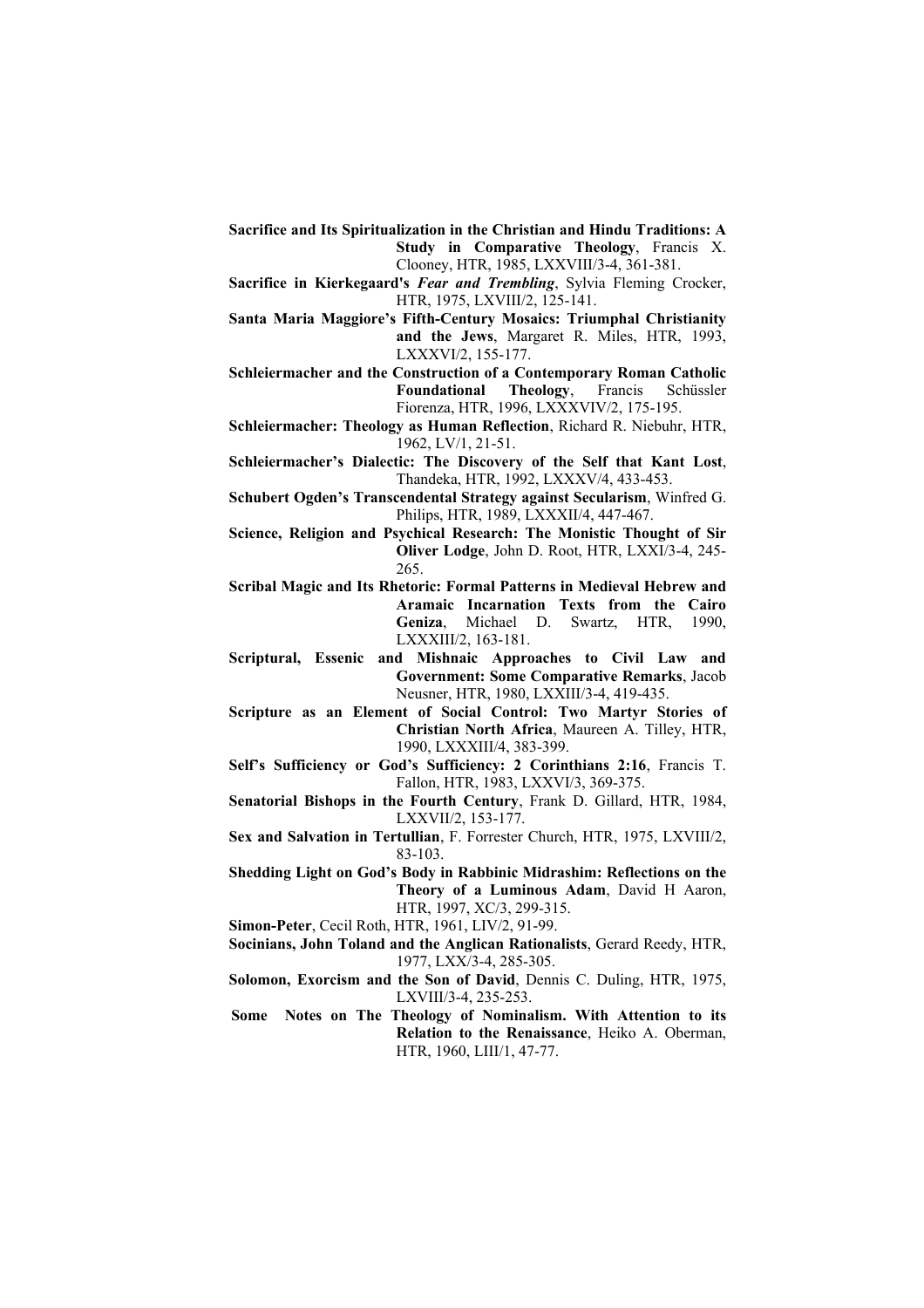**Sacrifice and Its Spiritualization in the Christian and Hindu Traditions: A Study in Comparative Theology**, Francis X. Clooney, HTR, 1985, LXXVIII/3-4, 361-381.

**Sacrifice in Kierkegaard's *Fear and Trembling***, Sylvia Fleming Crocker, HTR, 1975, LXVIII/2, 125-141.

**Santa Maria Maggiore's Fifth-Century Mosaics: Triumphal Christianity and the Jews**, Margaret R. Miles, HTR, 1993, LXXXVI/2, 155-177.

**Schleiermacher and the Construction of a Contemporary Roman Catholic Foundational Theology**, Francis Schüssler Fiorenza, HTR, 1996, LXXXVIV/2, 175-195.

**Schleiermacher: Theology as Human Reflection**, Richard R. Niebuhr, HTR, 1962, LV/1, 21-51.

**Schleiermacher's Dialectic: The Discovery of the Self that Kant Lost**, Thandeka, HTR, 1992, LXXXV/4, 433-453.

**Schubert Ogden's Transcendental Strategy against Secularism**, Winfred G. Philips, HTR, 1989, LXXXII/4, 447-467.

**Science, Religion and Psychical Research: The Monistic Thought of Sir Oliver Lodge**, John D. Root, HTR, LXXI/3-4, 245-265.

**Scribal Magic and Its Rhetoric: Formal Patterns in Medieval Hebrew and Aramaic Incarnation Texts from the Cairo Geniza**, Michael D. Swartz, HTR, 1990, LXXXIII/2, 163-181.

**Scriptural, Essenic and Mishnaic Approaches to Civil Law and Government: Some Comparative Remarks**, Jacob Neusner, HTR, 1980, LXXIII/3-4, 419-435.

**Scripture as an Element of Social Control: Two Martyr Stories of Christian North Africa**, Maureen A. Tilley, HTR, 1990, LXXXIII/4, 383-399.

**Self's Sufficiency or God's Sufficiency: 2 Corinthians 2:16**, Francis T. Fallon, HTR, 1983, LXXVI/3, 369-375.

**Senatorial Bishops in the Fourth Century**, Frank D. Gillard, HTR, 1984, LXXVII/2, 153-177.

**Sex and Salvation in Tertullian**, F. Forrester Church, HTR, 1975, LXVIII/2, 83-103.

**Shedding Light on God's Body in Rabbinic Midrashim: Reflections on the Theory of a Luminous Adam**, David H Aaron, HTR, 1997, XC/3, 299-315.

**Simon-Peter**, Cecil Roth, HTR, 1961, LIV/2, 91-99.

**Socinians, John Toland and the Anglican Rationalists**, Gerard Reedy, HTR, 1977, LXX/3-4, 285-305.

**Solomon, Exorcism and the Son of David**, Dennis C. Duling, HTR, 1975, LXVIII/3-4, 235-253.

**Some Notes on The Theology of Nominalism. With Attention to its Relation to the Renaissance**, Heiko A. Oberman, HTR, 1960, LIII/1, 47-77.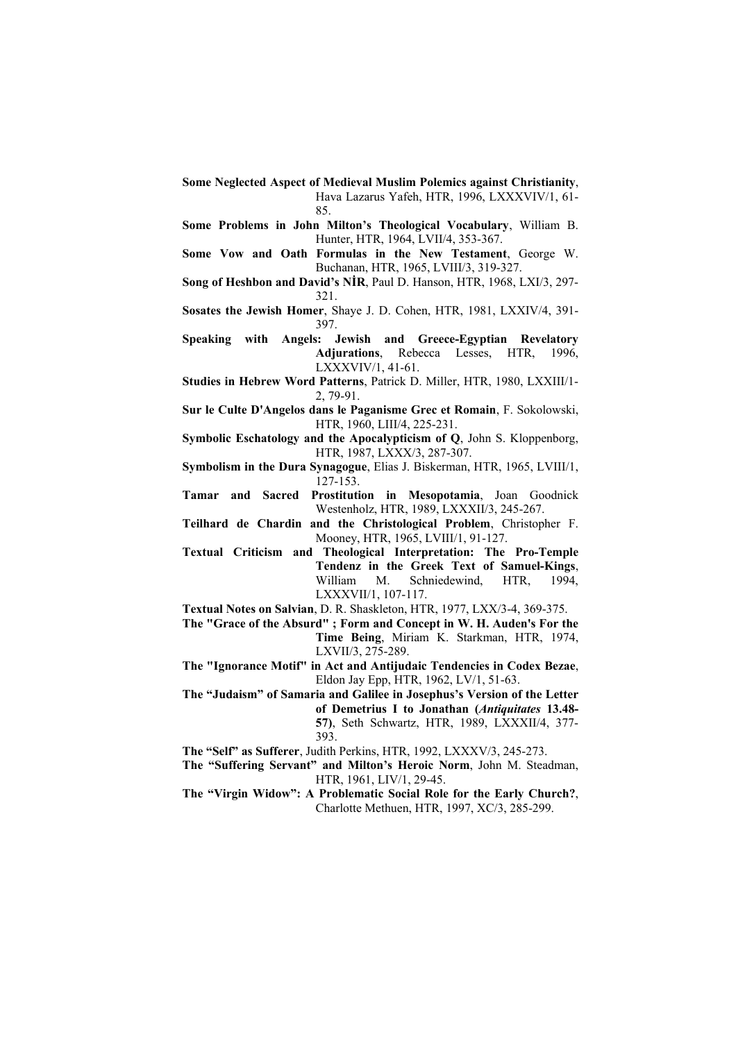**Some Neglected Aspect of Medieval Muslim Polemics against Christianity**, Hava Lazarus Yafeh, HTR, 1996, LXXXVIV/1, 61-85.

**Some Problems in John Milton's Theological Vocabulary**, William B. Hunter, HTR, 1964, LVII/4, 353-367.

**Some Vow and Oath Formulas in the New Testament**, George W. Buchanan, HTR, 1965, LVIII/3, 319-327.

**Song of Heshbon and David's NİR**, Paul D. Hanson, HTR, 1968, LXI/3, 297-321.

**Sosates the Jewish Homer**, Shaye J. D. Cohen, HTR, 1981, LXXIV/4, 391-397.

**Speaking with Angels: Jewish and Greece-Egyptian Revelatory Adjurations**, Rebecca Lesses, HTR, 1996, LXXXVIV/1, 41-61.

**Studies in Hebrew Word Patterns**, Patrick D. Miller, HTR, 1980, LXXIII/1-2, 79-91.

**Sur le Culte D'Angelos dans le Paganisme Grec et Romain**, F. Sokolowski, HTR, 1960, LIII/4, 225-231.

**Symbolic Eschatology and the Apocalypticism of Q**, John S. Kloppenborg, HTR, 1987, LXXX/3, 287-307.

**Symbolism in the Dura Synagogue**, Elias J. Biskerman, HTR, 1965, LVIII/1, 127-153.

**Tamar and Sacred Prostitution in Mesopotamia**, Joan Goodnick Westenholz, HTR, 1989, LXXXII/3, 245-267.

**Teilhard de Chardin and the Christological Problem**, Christopher F. Mooney, HTR, 1965, LVIII/1, 91-127.

**Textual Criticism and Theological Interpretation: The Pro-Temple Tendenz in the Greek Text of Samuel-Kings**, William M. Schniedewind, HTR, 1994, LXXXVII/1, 107-117.

**Textual Notes on Salvian**, D. R. Shaskleton, HTR, 1977, LXX/3-4, 369-375.

**The "Grace of the Absurd" ; Form and Concept in W. H. Auden's For the Time Being**, Miriam K. Starkman, HTR, 1974, LXVII/3, 275-289.

**The "Ignorance Motif" in Act and Antijudaic Tendencies in Codex Bezae**, Eldon Jay Epp, HTR, 1962, LV/1, 51-63.

**The "Judaism" of Samaria and Galilee in Josephus's Version of the Letter of Demetrius I to Jonathan (*Antiquitates* 13.48-57)**, Seth Schwartz, HTR, 1989, LXXXII/4, 377-393.

**The "Self" as Sufferer**, Judith Perkins, HTR, 1992, LXXXV/3, 245-273.

**The "Suffering Servant" and Milton's Heroic Norm**, John M. Steadman, HTR, 1961, LIV/1, 29-45.

**The "Virgin Widow": A Problematic Social Role for the Early Church?**, Charlotte Methuen, HTR, 1997, XC/3, 285-299.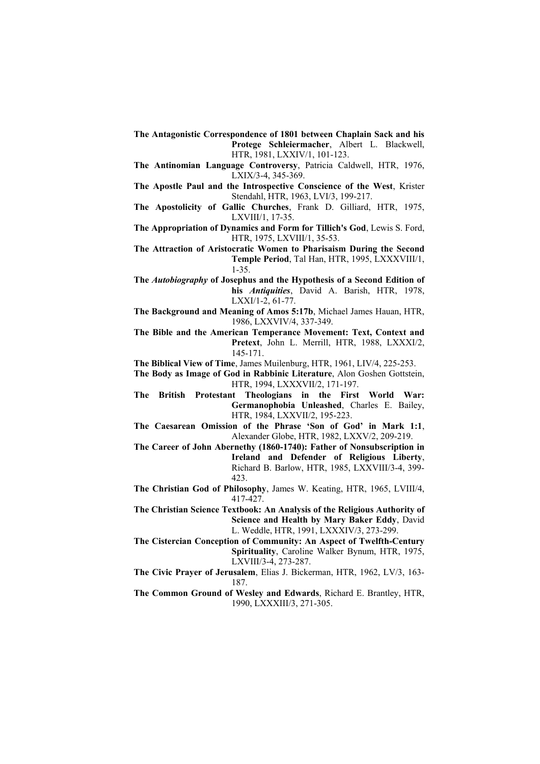**The Antagonistic Correspondence of 1801 between Chaplain Sack and his Protege Schleiermacher**, Albert L. Blackwell, HTR, 1981, LXXIV/1, 101-123.

**The Antinomian Language Controversy**, Patricia Caldwell, HTR, 1976, LXIX/3-4, 345-369.

**The Apostle Paul and the Introspective Conscience of the West**, Krister Stendahl, HTR, 1963, LVI/3, 199-217.

**The Apostolicity of Gallic Churches**, Frank D. Gilliard, HTR, 1975, LXVIII/1, 17-35.

**The Appropriation of Dynamics and Form for Tillich's God**, Lewis S. Ford, HTR, 1975, LXVIII/1, 35-53.

**The Attraction of Aristocratic Women to Pharisaism During the Second Temple Period**, Tal Han, HTR, 1995, LXXXVIII/1, 1-35.

**The *Autobiography* of Josephus and the Hypothesis of a Second Edition of his *Antiquities***, David A. Barish, HTR, 1978, LXXI/1-2, 61-77.

**The Background and Meaning of Amos 5:17b**, Michael James Hauan, HTR, 1986, LXXXIV/4, 337-349.

**The Bible and the American Temperance Movement: Text, Context and Pretext**, John L. Merrill, HTR, 1988, LXXXI/2, 145-171.

**The Biblical View of Time**, James Muilenburg, HTR, 1961, LIV/4, 225-253.

**The Body as Image of God in Rabbinic Literature**, Alon Goshen Gottstein, HTR, 1994, LXXXVII/2, 171-197.

**The British Protestant Theologians in the First World War: Germanophobia Unleashed**, Charles E. Bailey, HTR, 1984, LXXVII/2, 195-223.

**The Caesarean Omission of the Phrase 'Son of God' in Mark 1:1**, Alexander Globe, HTR, 1982, LXXV/2, 209-219.

**The Career of John Abernethy (1860-1740): Father of Nonsubscription in Ireland and Defender of Religious Liberty**, Richard B. Barlow, HTR, 1985, LXXVIII/3-4, 399-423.

**The Christian God of Philosophy**, James W. Keating, HTR, 1965, LVIII/4, 417-427.

**The Christian Science Textbook: An Analysis of the Religious Authority of Science and Health by Mary Baker Eddy**, David L. Weddle, HTR, 1991, LXXXIV/3, 273-299.

**The Cistercian Conception of Community: An Aspect of Twelfth-Century Spirituality**, Caroline Walker Bynum, HTR, 1975, LXVIII/3-4, 273-287.

**The Civic Prayer of Jerusalem**, Elias J. Bickerman, HTR, 1962, LV/3, 163-187.

**The Common Ground of Wesley and Edwards**, Richard E. Brantley, HTR, 1990, LXXXIII/3, 271-305.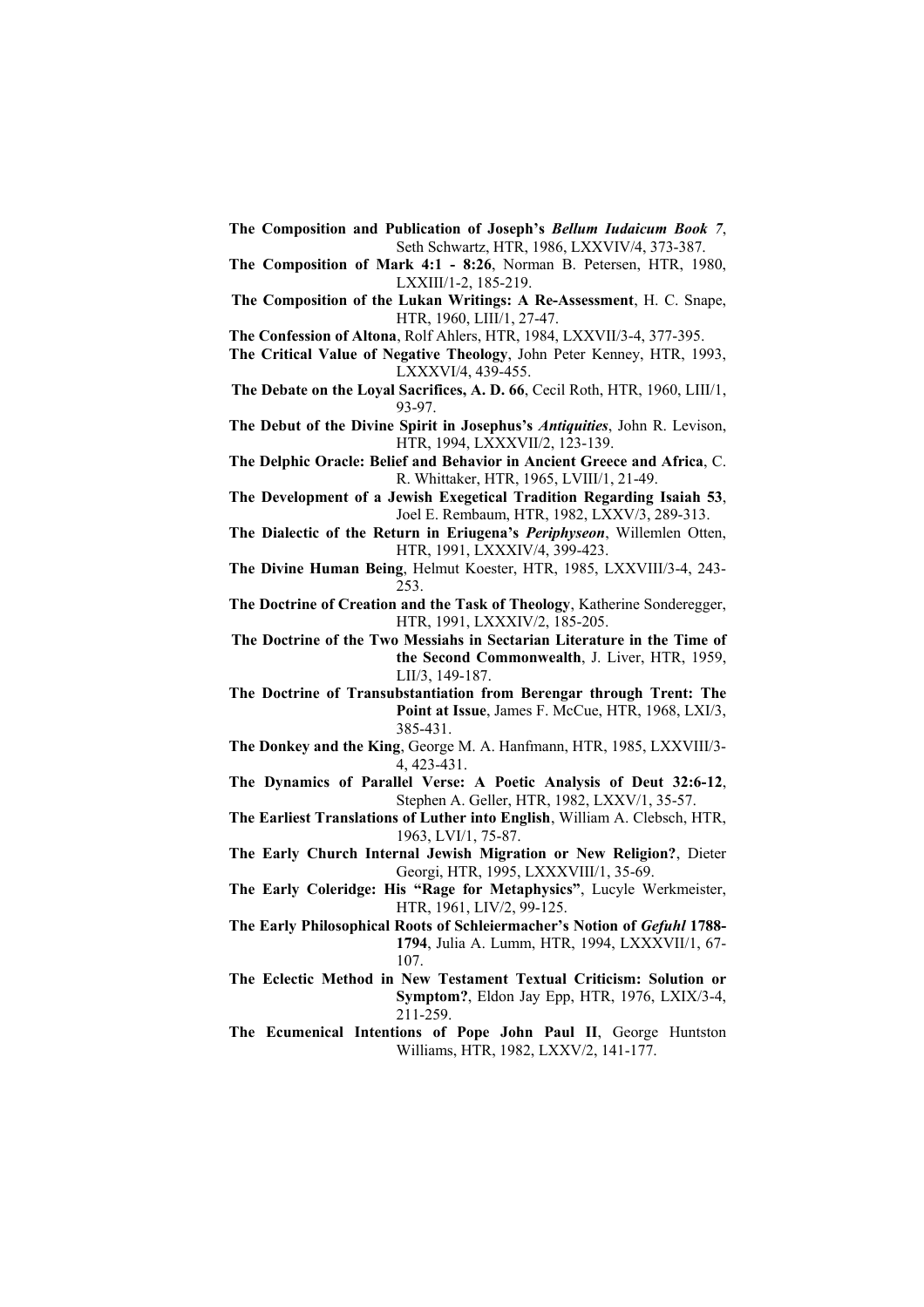**The Composition and Publication of Joseph's *Bellum Iudaicum Book 7***, Seth Schwartz, HTR, 1986, LXXVIV/4, 373-387.

**The Composition of Mark 4:1 - 8:26**, Norman B. Petersen, HTR, 1980, LXXIII/1-2, 185-219.

**The Composition of the Lukan Writings: A Re-Assessment**, H. C. Snape, HTR, 1960, LIII/1, 27-47.

**The Confession of Altona**, Rolf Ahlers, HTR, 1984, LXXVII/3-4, 377-395.

**The Critical Value of Negative Theology**, John Peter Kenney, HTR, 1993, LXXXVI/4, 439-455.

**The Debate on the Loyal Sacrifices, A. D. 66**, Cecil Roth, HTR, 1960, LIII/1, 93-97.

**The Debut of the Divine Spirit in Josephus's *Antiquities***, John R. Levison, HTR, 1994, LXXXVII/2, 123-139.

**The Delphic Oracle: Belief and Behavior in Ancient Greece and Africa**, C. R. Whittaker, HTR, 1965, LVIII/1, 21-49.

**The Development of a Jewish Exegetical Tradition Regarding Isaiah 53**, Joel E. Rembaum, HTR, 1982, LXXV/3, 289-313.

**The Dialectic of the Return in Eriugena's *Periphyseon***, Willemlen Otten, HTR, 1991, LXXXIV/4, 399-423.

**The Divine Human Being**, Helmut Koester, HTR, 1985, LXXVIII/3-4, 243-253.

**The Doctrine of Creation and the Task of Theology**, Katherine Sonderegger, HTR, 1991, LXXXIV/2, 185-205.

**The Doctrine of the Two Messiahs in Sectarian Literature in the Time of the Second Commonwealth**, J. Liver, HTR, 1959, LII/3, 149-187.

**The Doctrine of Transubstantiation from Berengar through Trent: The Point at Issue**, James F. McCue, HTR, 1968, LXI/3, 385-431.

**The Donkey and the King**, George M. A. Hanfmann, HTR, 1985, LXXVIII/3-4, 423-431.

**The Dynamics of Parallel Verse: A Poetic Analysis of Deut 32:6-12**, Stephen A. Geller, HTR, 1982, LXXV/1, 35-57.

**The Earliest Translations of Luther into English**, William A. Clebsch, HTR, 1963, LVI/1, 75-87.

**The Early Church Internal Jewish Migration or New Religion?**, Dieter Georgi, HTR, 1995, LXXXVIII/1, 35-69.

**The Early Coleridge: His "Rage for Metaphysics"**, Lucyle Werkmeister, HTR, 1961, LIV/2, 99-125.

**The Early Philosophical Roots of Schleiermacher's Notion of *Gefuhl* 1788-1794**, Julia A. Lumm, HTR, 1994, LXXXVII/1, 67-107.

**The Eclectic Method in New Testament Textual Criticism: Solution or Symptom?**, Eldon Jay Epp, HTR, 1976, LXIX/3-4, 211-259.

**The Ecumenical Intentions of Pope John Paul II**, George Huntston Williams, HTR, 1982, LXXV/2, 141-177.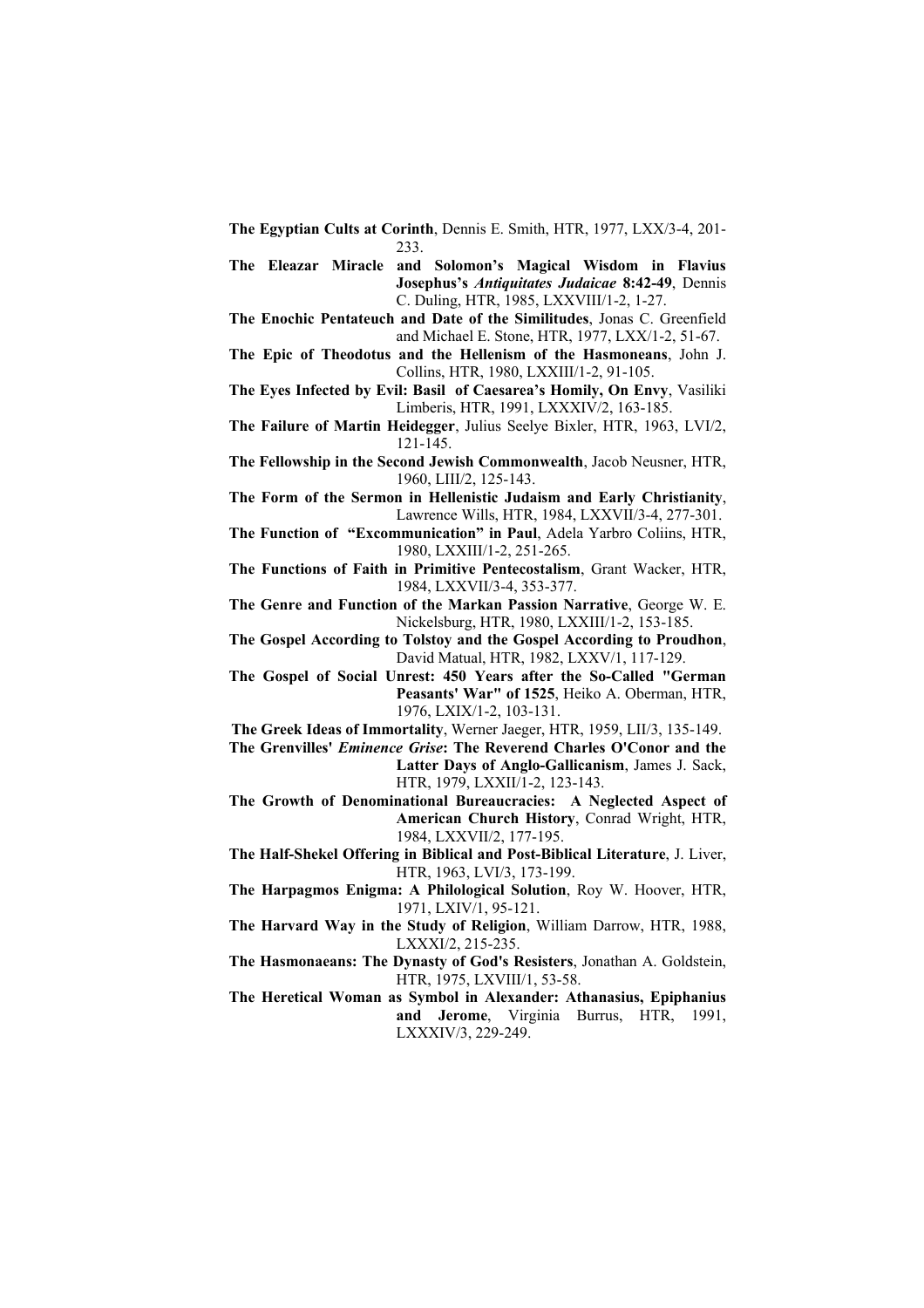**The Egyptian Cults at Corinth**, Dennis E. Smith, HTR, 1977, LXX/3-4, 201-233.

**The Eleazar Miracle and Solomon's Magical Wisdom in Flavius Josephus's *Antiquitates Judaicae* 8:42-49**, Dennis C. Duling, HTR, 1985, LXXVIII/1-2, 1-27.

**The Enochic Pentateuch and Date of the Similitudes**, Jonas C. Greenfield and Michael E. Stone, HTR, 1977, LXX/1-2, 51-67.

**The Epic of Theodotus and the Hellenism of the Hasmoneans**, John J. Collins, HTR, 1980, LXXIII/1-2, 91-105.

**The Eyes Infected by Evil: Basil of Caesarea's Homily, On Envy**, Vasiliki Limberis, HTR, 1991, LXXXIV/2, 163-185.

**The Failure of Martin Heidegger**, Julius Seelye Bixler, HTR, 1963, LVI/2, 121-145.

**The Fellowship in the Second Jewish Commonwealth**, Jacob Neusner, HTR, 1960, LIII/2, 125-143.

**The Form of the Sermon in Hellenistic Judaism and Early Christianity**, Lawrence Wills, HTR, 1984, LXXVII/3-4, 277-301.

**The Function of "Excommunication" in Paul**, Adela Yarbro Coliins, HTR, 1980, LXXIII/1-2, 251-265.

**The Functions of Faith in Primitive Pentecostalism**, Grant Wacker, HTR, 1984, LXXVII/3-4, 353-377.

**The Genre and Function of the Markan Passion Narrative**, George W. E. Nickelsburg, HTR, 1980, LXXIII/1-2, 153-185.

**The Gospel According to Tolstoy and the Gospel According to Proudhon**, David Matual, HTR, 1982, LXXV/1, 117-129.

**The Gospel of Social Unrest: 450 Years after the So-Called "German Peasants' War" of 1525**, Heiko A. Oberman, HTR, 1976, LXIX/1-2, 103-131.

**The Greek Ideas of Immortality**, Werner Jaeger, HTR, 1959, LII/3, 135-149.

**The Grenvilles' *Eminence Grise*: The Reverend Charles O'Conor and the Latter Days of Anglo-Gallicanism**, James J. Sack, HTR, 1979, LXXII/1-2, 123-143.

**The Growth of Denominational Bureaucracies: A Neglected Aspect of American Church History**, Conrad Wright, HTR, 1984, LXXVII/2, 177-195.

**The Half-Shekel Offering in Biblical and Post-Biblical Literature**, J. Liver, HTR, 1963, LVI/3, 173-199.

**The Harpagmos Enigma: A Philological Solution**, Roy W. Hoover, HTR, 1971, LXIV/1, 95-121.

**The Harvard Way in the Study of Religion**, William Darrow, HTR, 1988, LXXXI/2, 215-235.

**The Hasmonaeans: The Dynasty of God's Resisters**, Jonathan A. Goldstein, HTR, 1975, LXVIII/1, 53-58.

**The Heretical Woman as Symbol in Alexander: Athanasius, Epiphanius and Jerome**, Virginia Burrus, HTR, 1991, LXXXIV/3, 229-249.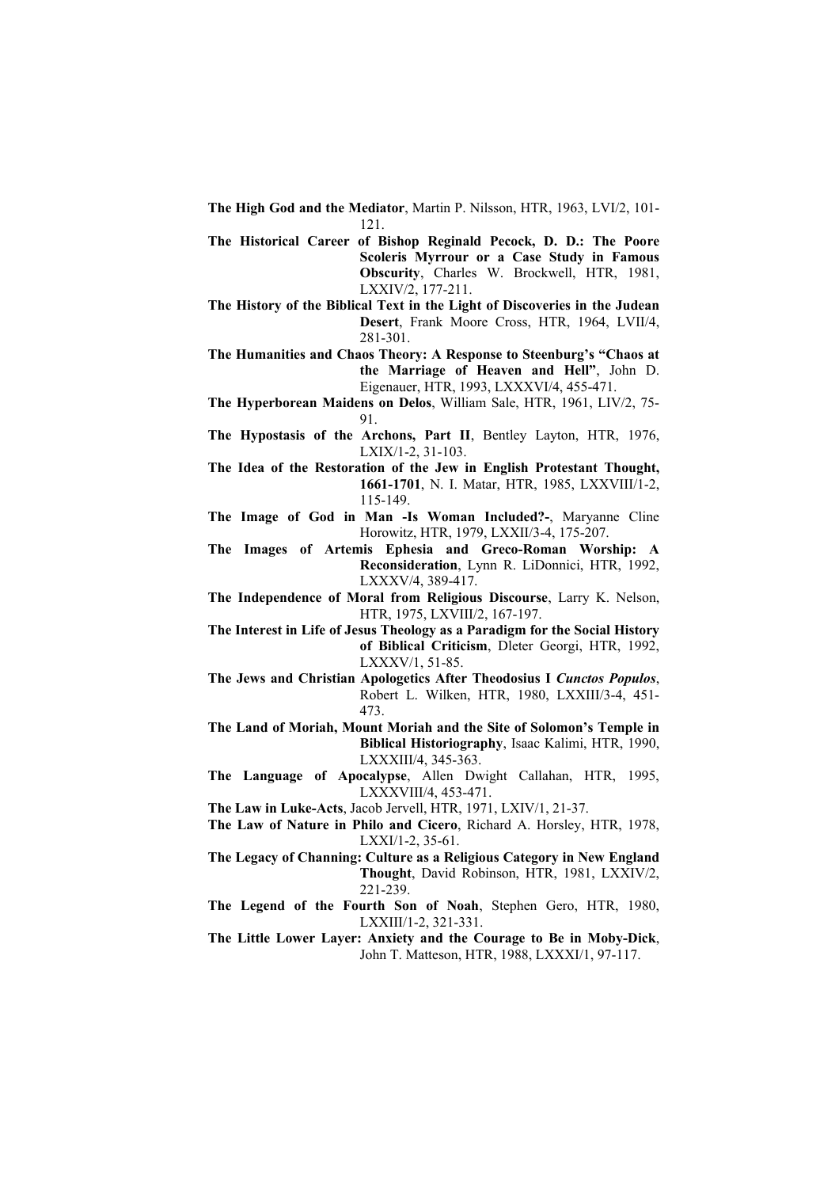**The High God and the Mediator**, Martin P. Nilsson, HTR, 1963, LVI/2, 101-121.

**The Historical Career of Bishop Reginald Pecock, D. D.: The Poore Scoleris Myrrour or a Case Study in Famous Obscurity**, Charles W. Brockwell, HTR, 1981, LXXIV/2, 177-211.

**The History of the Biblical Text in the Light of Discoveries in the Judean Desert**, Frank Moore Cross, HTR, 1964, LVII/4, 281-301.

**The Humanities and Chaos Theory: A Response to Steenburg's "Chaos at the Marriage of Heaven and Hell"**, John D. Eigenauer, HTR, 1993, LXXXVI/4, 455-471.

**The Hyperborean Maidens on Delos**, William Sale, HTR, 1961, LIV/2, 75-91.

**The Hypostasis of the Archons, Part II**, Bentley Layton, HTR, 1976, LXIX/1-2, 31-103.

**The Idea of the Restoration of the Jew in English Protestant Thought, 1661-1701**, N. I. Matar, HTR, 1985, LXXVIII/1-2, 115-149.

**The Image of God in Man -Is Woman Included?-**, Maryanne Cline Horowitz, HTR, 1979, LXXII/3-4, 175-207.

**The Images of Artemis Ephesia and Greco-Roman Worship: A Reconsideration**, Lynn R. LiDonnici, HTR, 1992, LXXXV/4, 389-417.

**The Independence of Moral from Religious Discourse**, Larry K. Nelson, HTR, 1975, LXVIII/2, 167-197.

**The Interest in Life of Jesus Theology as a Paradigm for the Social History of Biblical Criticism**, Dleter Georgi, HTR, 1992, LXXXV/1, 51-85.

**The Jews and Christian Apologetics After Theodosius I *Cunctos Populos***, Robert L. Wilken, HTR, 1980, LXXIII/3-4, 451-473.

**The Land of Moriah, Mount Moriah and the Site of Solomon's Temple in Biblical Historiography**, Isaac Kalimi, HTR, 1990, LXXXIII/4, 345-363.

**The Language of Apocalypse**, Allen Dwight Callahan, HTR, 1995, LXXXVIII/4, 453-471.

**The Law in Luke-Acts**, Jacob Jervell, HTR, 1971, LXIV/1, 21-37.

**The Law of Nature in Philo and Cicero**, Richard A. Horsley, HTR, 1978, LXXI/1-2, 35-61.

**The Legacy of Channing: Culture as a Religious Category in New England Thought**, David Robinson, HTR, 1981, LXXIV/2, 221-239.

**The Legend of the Fourth Son of Noah**, Stephen Gero, HTR, 1980, LXXIII/1-2, 321-331.

**The Little Lower Layer: Anxiety and the Courage to Be in Moby-Dick**, John T. Matteson, HTR, 1988, LXXXI/1, 97-117.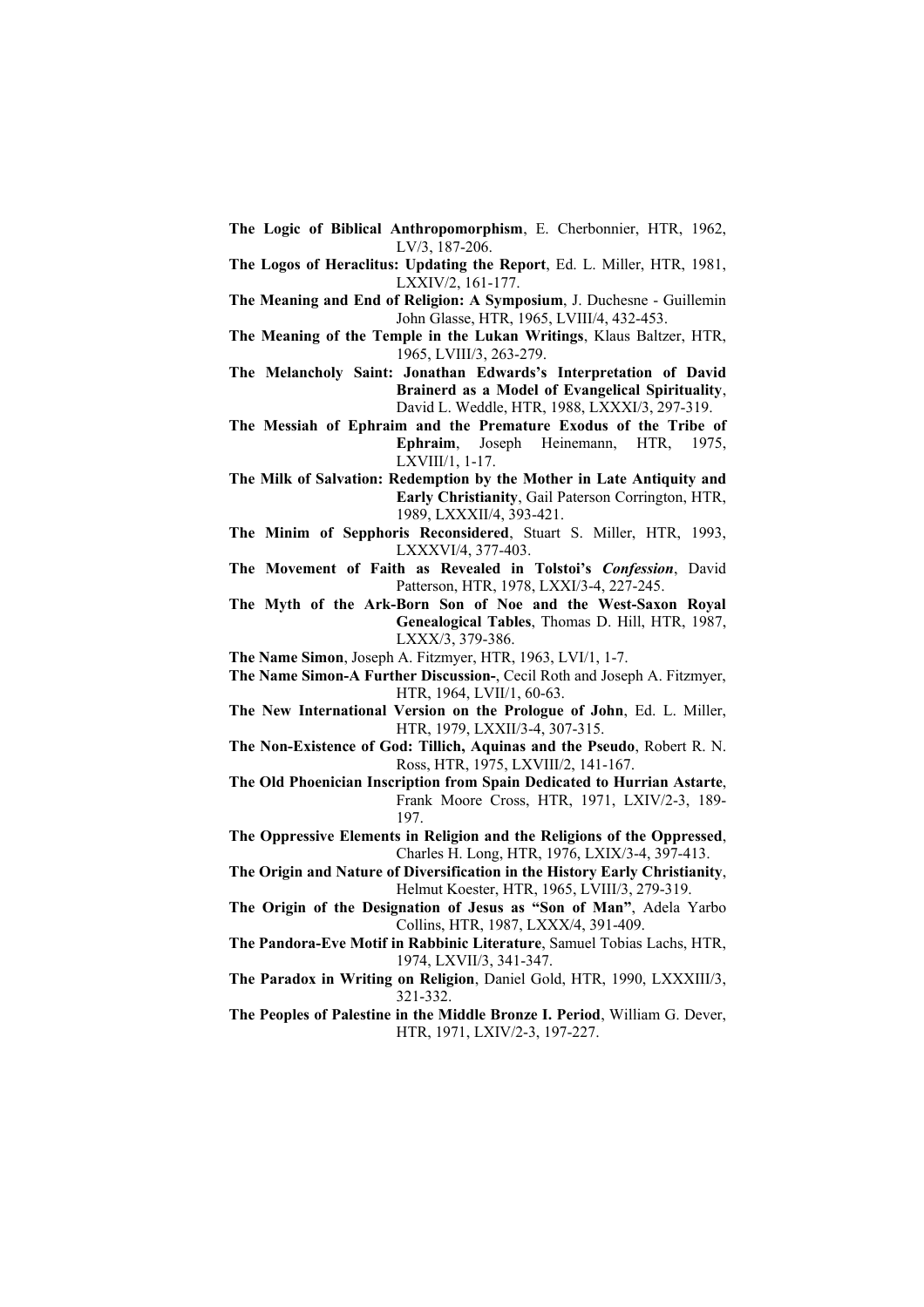**The Logic of Biblical Anthropomorphism**, E. Cherbonnier, HTR, 1962, LV/3, 187-206.

**The Logos of Heraclitus: Updating the Report**, Ed. L. Miller, HTR, 1981, LXXIV/2, 161-177.

**The Meaning and End of Religion: A Symposium**, J. Duchesne - Guillemin John Glasse, HTR, 1965, LVIII/4, 432-453.

**The Meaning of the Temple in the Lukan Writings**, Klaus Baltzer, HTR, 1965, LVIII/3, 263-279.

**The Melancholy Saint: Jonathan Edwards's Interpretation of David Brainerd as a Model of Evangelical Spirituality**, David L. Weddle, HTR, 1988, LXXXI/3, 297-319.

**The Messiah of Ephraim and the Premature Exodus of the Tribe of Ephraim**, Joseph Heinemann, HTR, 1975, LXVIII/1, 1-17.

**The Milk of Salvation: Redemption by the Mother in Late Antiquity and Early Christianity**, Gail Paterson Corrington, HTR, 1989, LXXXII/4, 393-421.

**The Minim of Sepphoris Reconsidered**, Stuart S. Miller, HTR, 1993, LXXXVI/4, 377-403.

**The Movement of Faith as Revealed in Tolstoi's *Confession***, David Patterson, HTR, 1978, LXXI/3-4, 227-245.

**The Myth of the Ark-Born Son of Noe and the West-Saxon Royal Genealogical Tables**, Thomas D. Hill, HTR, 1987, LXXX/3, 379-386.

**The Name Simon**, Joseph A. Fitzmyer, HTR, 1963, LVI/1, 1-7.

**The Name Simon-A Further Discussion-**, Cecil Roth and Joseph A. Fitzmyer, HTR, 1964, LVII/1, 60-63.

**The New International Version on the Prologue of John**, Ed. L. Miller, HTR, 1979, LXXII/3-4, 307-315.

**The Non-Existence of God: Tillich, Aquinas and the Pseudo**, Robert R. N. Ross, HTR, 1975, LXVIII/2, 141-167.

**The Old Phoenician Inscription from Spain Dedicated to Hurrian Astarte**, Frank Moore Cross, HTR, 1971, LXIV/2-3, 189-197.

**The Oppressive Elements in Religion and the Religions of the Oppressed**, Charles H. Long, HTR, 1976, LXIX/3-4, 397-413.

**The Origin and Nature of Diversification in the History Early Christianity**, Helmut Koester, HTR, 1965, LVIII/3, 279-319.

**The Origin of the Designation of Jesus as "Son of Man"**, Adela Yarbo Collins, HTR, 1987, LXXX/4, 391-409.

**The Pandora-Eve Motif in Rabbinic Literature**, Samuel Tobias Lachs, HTR, 1974, LXVII/3, 341-347.

**The Paradox in Writing on Religion**, Daniel Gold, HTR, 1990, LXXXIII/3, 321-332.

**The Peoples of Palestine in the Middle Bronze I. Period**, William G. Dever, HTR, 1971, LXIV/2-3, 197-227.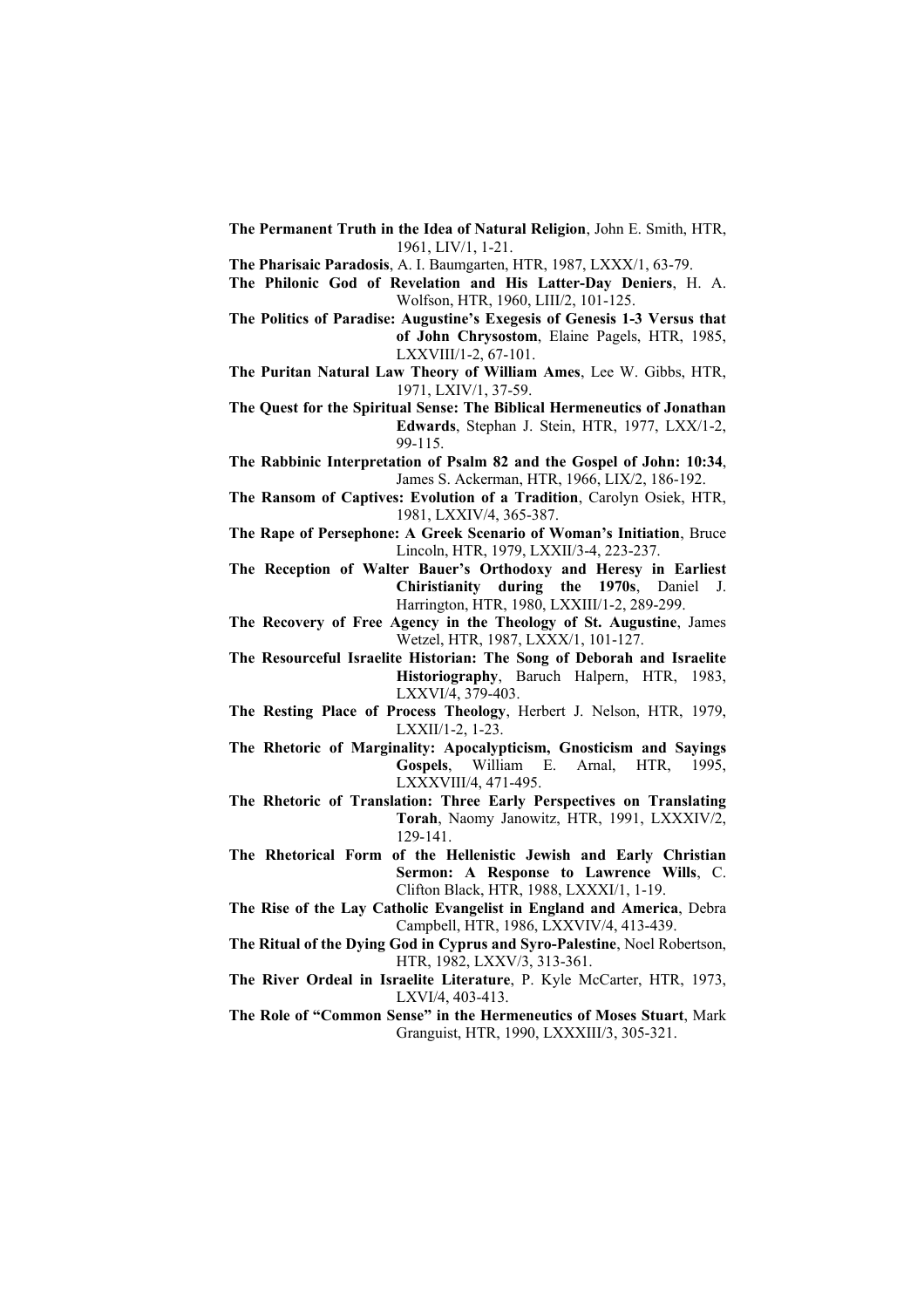**The Permanent Truth in the Idea of Natural Religion**, John E. Smith, HTR, 1961, LIV/1, 1-21.

**The Pharisaic Paradosis**, A. I. Baumgarten, HTR, 1987, LXXX/1, 63-79.

**The Philonic God of Revelation and His Latter-Day Deniers**, H. A. Wolfson, HTR, 1960, LIII/2, 101-125.

**The Politics of Paradise: Augustine's Exegesis of Genesis 1-3 Versus that of John Chrysostom**, Elaine Pagels, HTR, 1985, LXXVIII/1-2, 67-101.

**The Puritan Natural Law Theory of William Ames**, Lee W. Gibbs, HTR, 1971, LXIV/1, 37-59.

**The Quest for the Spiritual Sense: The Biblical Hermeneutics of Jonathan Edwards**, Stephan J. Stein, HTR, 1977, LXX/1-2, 99-115.

**The Rabbinic Interpretation of Psalm 82 and the Gospel of John: 10:34**, James S. Ackerman, HTR, 1966, LIX/2, 186-192.

**The Ransom of Captives: Evolution of a Tradition**, Carolyn Osiek, HTR, 1981, LXXIV/4, 365-387.

**The Rape of Persephone: A Greek Scenario of Woman's Initiation**, Bruce Lincoln, HTR, 1979, LXXII/3-4, 223-237.

**The Reception of Walter Bauer's Orthodoxy and Heresy in Earliest Chiristianity during the 1970s**, Daniel J. Harrington, HTR, 1980, LXXIII/1-2, 289-299.

**The Recovery of Free Agency in the Theology of St. Augustine**, James Wetzel, HTR, 1987, LXXX/1, 101-127.

**The Resourceful Israelite Historian: The Song of Deborah and Israelite Historiography**, Baruch Halpern, HTR, 1983, LXXVI/4, 379-403.

**The Resting Place of Process Theology**, Herbert J. Nelson, HTR, 1979, LXXII/1-2, 1-23.

**The Rhetoric of Marginality: Apocalypticism, Gnosticism and Sayings Gospels**, William E. Arnal, HTR, 1995, LXXXVIII/4, 471-495.

**The Rhetoric of Translation: Three Early Perspectives on Translating Torah**, Naomy Janowitz, HTR, 1991, LXXXIV/2, 129-141.

**The Rhetorical Form of the Hellenistic Jewish and Early Christian Sermon: A Response to Lawrence Wills**, C. Clifton Black, HTR, 1988, LXXXI/1, 1-19.

**The Rise of the Lay Catholic Evangelist in England and America**, Debra Campbell, HTR, 1986, LXXVIV/4, 413-439.

**The Ritual of the Dying God in Cyprus and Syro-Palestine**, Noel Robertson, HTR, 1982, LXXV/3, 313-361.

**The River Ordeal in Israelite Literature**, P. Kyle McCarter, HTR, 1973, LXVI/4, 403-413.

**The Role of "Common Sense" in the Hermeneutics of Moses Stuart**, Mark Granguist, HTR, 1990, LXXXIII/3, 305-321.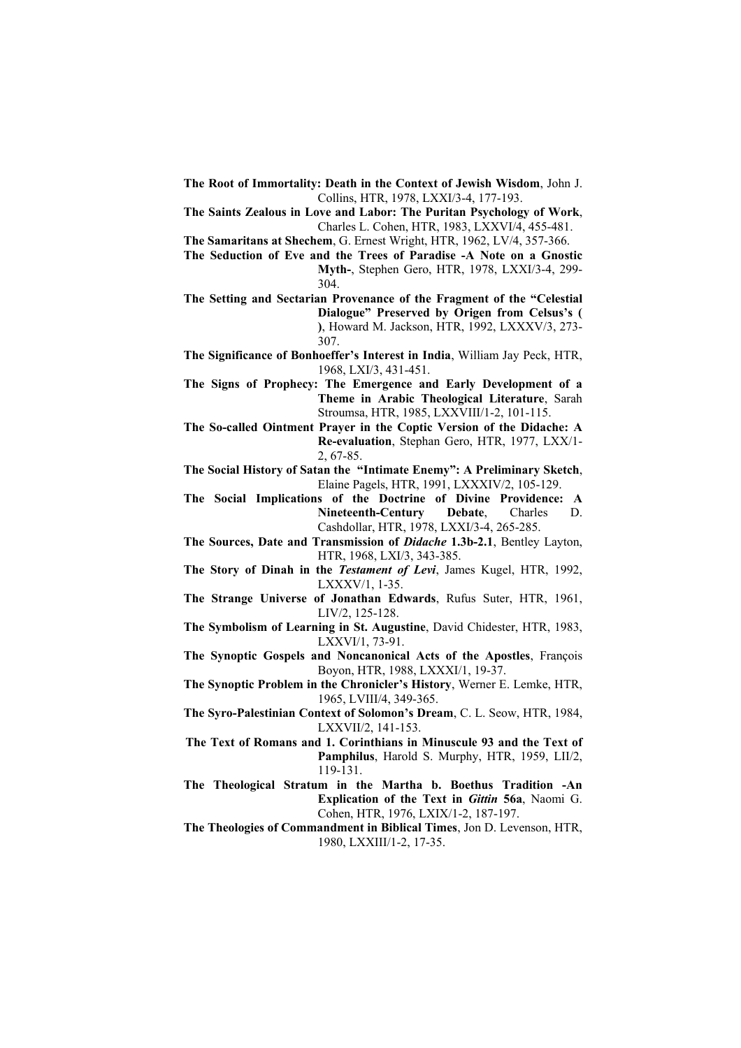**The Root of Immortality: Death in the Context of Jewish Wisdom**, John J. Collins, HTR, 1978, LXXI/3-4, 177-193.

**The Saints Zealous in Love and Labor: The Puritan Psychology of Work**, Charles L. Cohen, HTR, 1983, LXXVI/4, 455-481.

**The Samaritans at Shechem**, G. Ernest Wright, HTR, 1962, LV/4, 357-366.

**The Seduction of Eve and the Trees of Paradise -A Note on a Gnostic Myth-**, Stephen Gero, HTR, 1978, LXXI/3-4, 299-304.

**The Setting and Sectarian Provenance of the Fragment of the "Celestial Dialogue" Preserved by Origen from Celsus's ( )**, Howard M. Jackson, HTR, 1992, LXXXV/3, 273-307.

**The Significance of Bonhoeffer's Interest in India**, William Jay Peck, HTR, 1968, LXI/3, 431-451.

**The Signs of Prophecy: The Emergence and Early Development of a Theme in Arabic Theological Literature**, Sarah Stroumsa, HTR, 1985, LXXVIII/1-2, 101-115.

**The So-called Ointment Prayer in the Coptic Version of the Didache: A Re-evaluation**, Stephan Gero, HTR, 1977, LXX/1-2, 67-85.

**The Social History of Satan the "Intimate Enemy": A Preliminary Sketch**, Elaine Pagels, HTR, 1991, LXXXIV/2, 105-129.

**The Social Implications of the Doctrine of Divine Providence: A Nineteenth-Century Debate**, Charles D. Cashdollar, HTR, 1978, LXXI/3-4, 265-285.

**The Sources, Date and Transmission of *Didache* 1.3b-2.1**, Bentley Layton, HTR, 1968, LXI/3, 343-385.

**The Story of Dinah in the *Testament of Levi***, James Kugel, HTR, 1992, LXXXV/1, 1-35.

**The Strange Universe of Jonathan Edwards**, Rufus Suter, HTR, 1961, LIV/2, 125-128.

**The Symbolism of Learning in St. Augustine**, David Chidester, HTR, 1983, LXXVI/1, 73-91.

**The Synoptic Gospels and Noncanonical Acts of the Apostles**, François Boyon, HTR, 1988, LXXXI/1, 19-37.

**The Synoptic Problem in the Chronicler's History**, Werner E. Lemke, HTR, 1965, LVIII/4, 349-365.

**The Syro-Palestinian Context of Solomon's Dream**, C. L. Seow, HTR, 1984, LXXVII/2, 141-153.

**The Text of Romans and 1. Corinthians in Minuscule 93 and the Text of Pamphilus**, Harold S. Murphy, HTR, 1959, LII/2, 119-131.

**The Theological Stratum in the Martha b. Boethus Tradition -An Explication of the Text in *Gittin* 56a**, Naomi G. Cohen, HTR, 1976, LXIX/1-2, 187-197.

**The Theologies of Commandment in Biblical Times**, Jon D. Levenson, HTR, 1980, LXXIII/1-2, 17-35.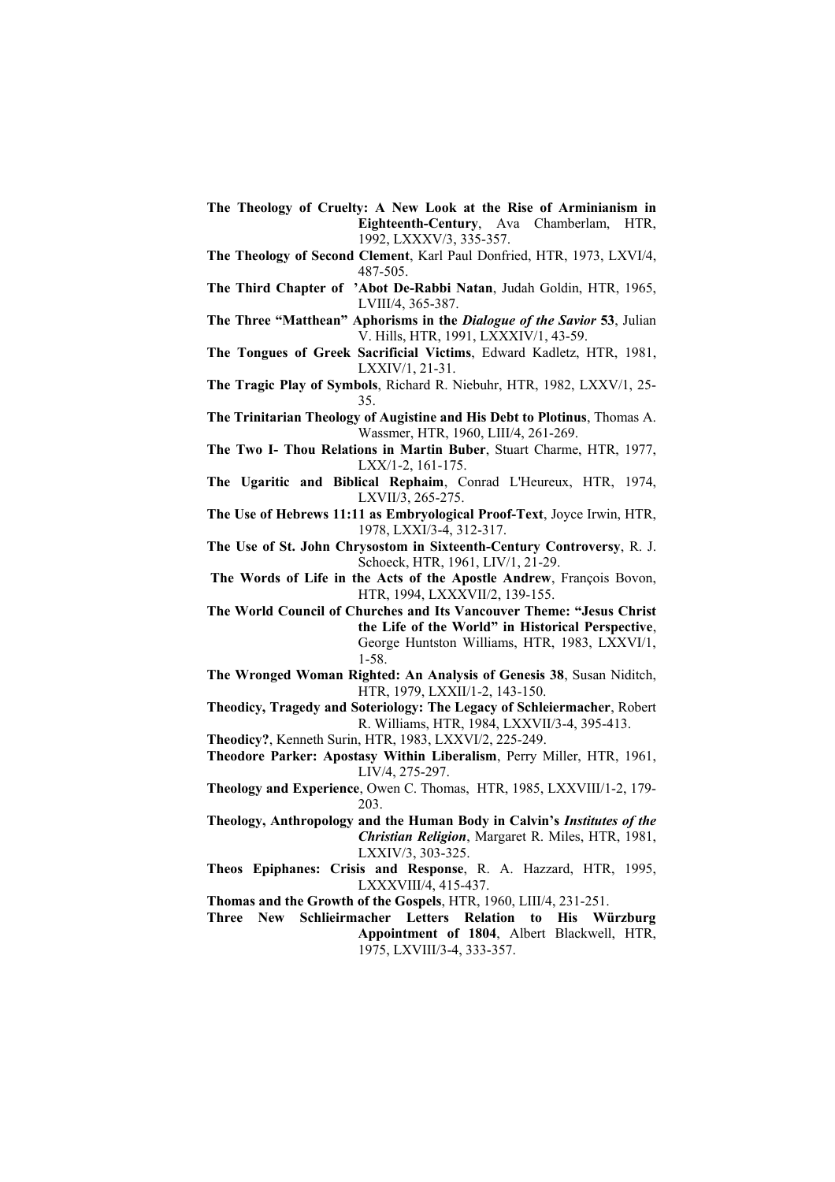**The Theology of Cruelty: A New Look at the Rise of Arminianism in Eighteenth-Century**, Ava Chamberlam, HTR, 1992, LXXXV/3, 335-357.

**The Theology of Second Clement**, Karl Paul Donfried, HTR, 1973, LXVI/4, 487-505.

**The Third Chapter of 'Abot De-Rabbi Natan**, Judah Goldin, HTR, 1965, LVIII/4, 365-387.

**The Three "Matthean" Aphorisms in the *Dialogue of the Savior* 53**, Julian V. Hills, HTR, 1991, LXXXIV/1, 43-59.

**The Tongues of Greek Sacrificial Victims**, Edward Kadletz, HTR, 1981, LXXIV/1, 21-31.

**The Tragic Play of Symbols**, Richard R. Niebuhr, HTR, 1982, LXXV/1, 25-35.

**The Trinitarian Theology of Augistine and His Debt to Plotinus**, Thomas A. Wassmer, HTR, 1960, LIII/4, 261-269.

**The Two I- Thou Relations in Martin Buber**, Stuart Charme, HTR, 1977, LXX/1-2, 161-175.

**The Ugaritic and Biblical Rephaim**, Conrad L'Heureux, HTR, 1974, LXVII/3, 265-275.

**The Use of Hebrews 11:11 as Embryological Proof-Text**, Joyce Irwin, HTR, 1978, LXXI/3-4, 312-317.

**The Use of St. John Chrysostom in Sixteenth-Century Controversy**, R. J. Schoeck, HTR, 1961, LIV/1, 21-29.

**The Words of Life in the Acts of the Apostle Andrew**, François Bovon, HTR, 1994, LXXXVII/2, 139-155.

**The World Council of Churches and Its Vancouver Theme: "Jesus Christ the Life of the World" in Historical Perspective**, George Huntston Williams, HTR, 1983, LXXVI/1, 1-58.

**The Wronged Woman Righted: An Analysis of Genesis 38**, Susan Niditch, HTR, 1979, LXXII/1-2, 143-150.

**Theodicy, Tragedy and Soteriology: The Legacy of Schleiermacher**, Robert R. Williams, HTR, 1984, LXXVII/3-4, 395-413.

**Theodicy?**, Kenneth Surin, HTR, 1983, LXXVI/2, 225-249.

**Theodore Parker: Apostasy Within Liberalism**, Perry Miller, HTR, 1961, LIV/4, 275-297.

**Theology and Experience**, Owen C. Thomas, HTR, 1985, LXXVIII/1-2, 179-203.

**Theology, Anthropology and the Human Body in Calvin's *Institutes of the Christian Religion***, Margaret R. Miles, HTR, 1981, LXXIV/3, 303-325.

**Theos Epiphanes: Crisis and Response**, R. A. Hazzard, HTR, 1995, LXXXVIII/4, 415-437.

**Thomas and the Growth of the Gospels**, HTR, 1960, LIII/4, 231-251.

**Three New Schlieirmacher Letters Relation to His Würzburg Appointment of 1804**, Albert Blackwell, HTR, 1975, LXVIII/3-4, 333-357.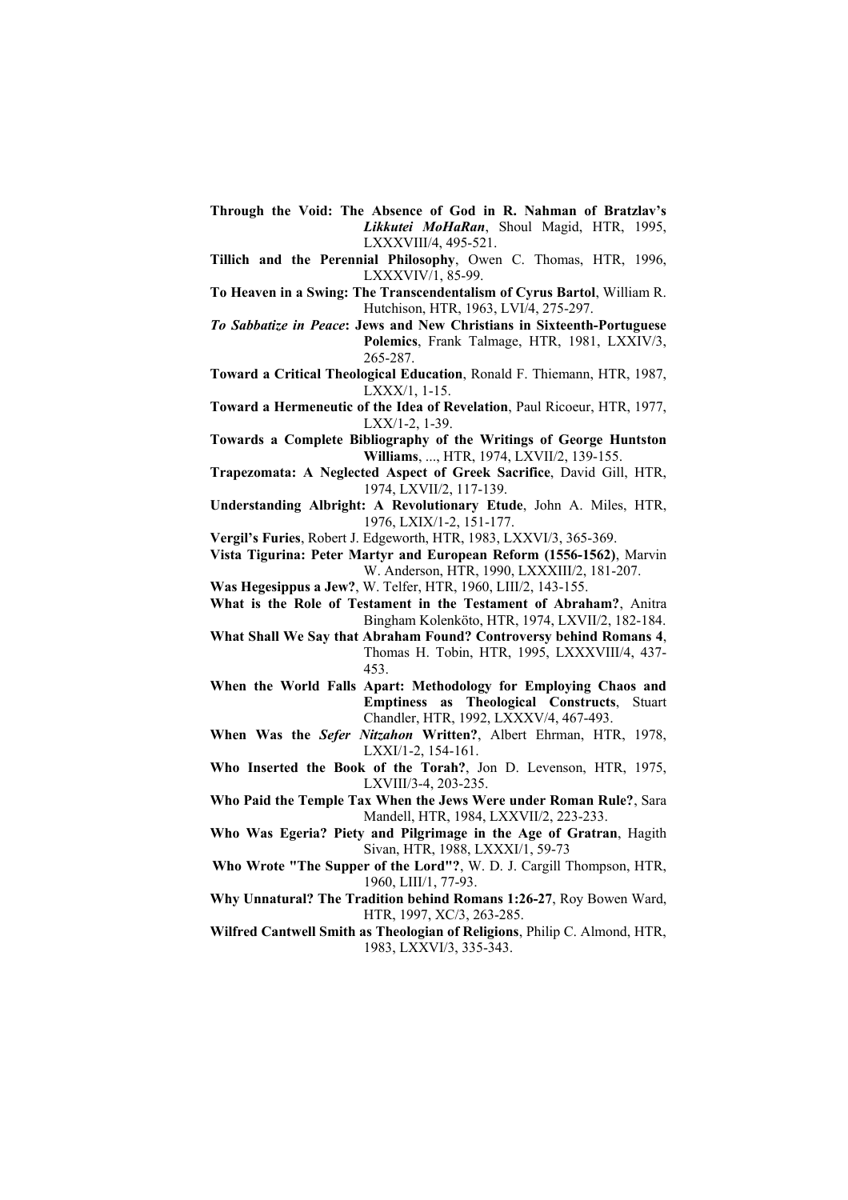**Through the Void: The Absence of God in R. Nahman of Bratzlav's *Likkutei MoHaRan***, Shoul Magid, HTR, 1995, LXXXVIII/4, 495-521.

**Tillich and the Perennial Philosophy**, Owen C. Thomas, HTR, 1996, LXXXVIV/1, 85-99.

**To Heaven in a Swing: The Transcendentalism of Cyrus Bartol**, William R. Hutchison, HTR, 1963, LVI/4, 275-297.

***To Sabbatize in Peace*: Jews and New Christians in Sixteenth-Portuguese Polemics**, Frank Talmage, HTR, 1981, LXXIV/3, 265-287.

**Toward a Critical Theological Education**, Ronald F. Thiemann, HTR, 1987, LXXX/1, 1-15.

**Toward a Hermeneutic of the Idea of Revelation**, Paul Ricoeur, HTR, 1977, LXX/1-2, 1-39.

**Towards a Complete Bibliography of the Writings of George Huntston Williams**, ..., HTR, 1974, LXVII/2, 139-155.

**Trapezomata: A Neglected Aspect of Greek Sacrifice**, David Gill, HTR, 1974, LXVII/2, 117-139.

**Understanding Albright: A Revolutionary Etude**, John A. Miles, HTR, 1976, LXIX/1-2, 151-177.

**Vergil's Furies**, Robert J. Edgeworth, HTR, 1983, LXXVI/3, 365-369.

**Vista Tigurina: Peter Martyr and European Reform (1556-1562)**, Marvin W. Anderson, HTR, 1990, LXXXIII/2, 181-207.

**Was Hegesippus a Jew?**, W. Telfer, HTR, 1960, LIII/2, 143-155.

**What is the Role of Testament in the Testament of Abraham?**, Anitra Bingham Kolenköto, HTR, 1974, LXVII/2, 182-184.

**What Shall We Say that Abraham Found? Controversy behind Romans 4**, Thomas H. Tobin, HTR, 1995, LXXXVIII/4, 437-453.

**When the World Falls Apart: Methodology for Employing Chaos and Emptiness as Theological Constructs**, Stuart Chandler, HTR, 1992, LXXXV/4, 467-493.

**When Was the *Sefer Nitzahon* Written?**, Albert Ehrman, HTR, 1978, LXXI/1-2, 154-161.

**Who Inserted the Book of the Torah?**, Jon D. Levenson, HTR, 1975, LXVIII/3-4, 203-235.

**Who Paid the Temple Tax When the Jews Were under Roman Rule?**, Sara Mandell, HTR, 1984, LXXVII/2, 223-233.

**Who Was Egeria? Piety and Pilgrimage in the Age of Gratran**, Hagith Sivan, HTR, 1988, LXXXI/1, 59-73

**Who Wrote "The Supper of the Lord"?**, W. D. J. Cargill Thompson, HTR, 1960, LIII/1, 77-93.

**Why Unnatural? The Tradition behind Romans 1:26-27**, Roy Bowen Ward, HTR, 1997, XC/3, 263-285.

**Wilfred Cantwell Smith as Theologian of Religions**, Philip C. Almond, HTR, 1983, LXXVI/3, 335-343.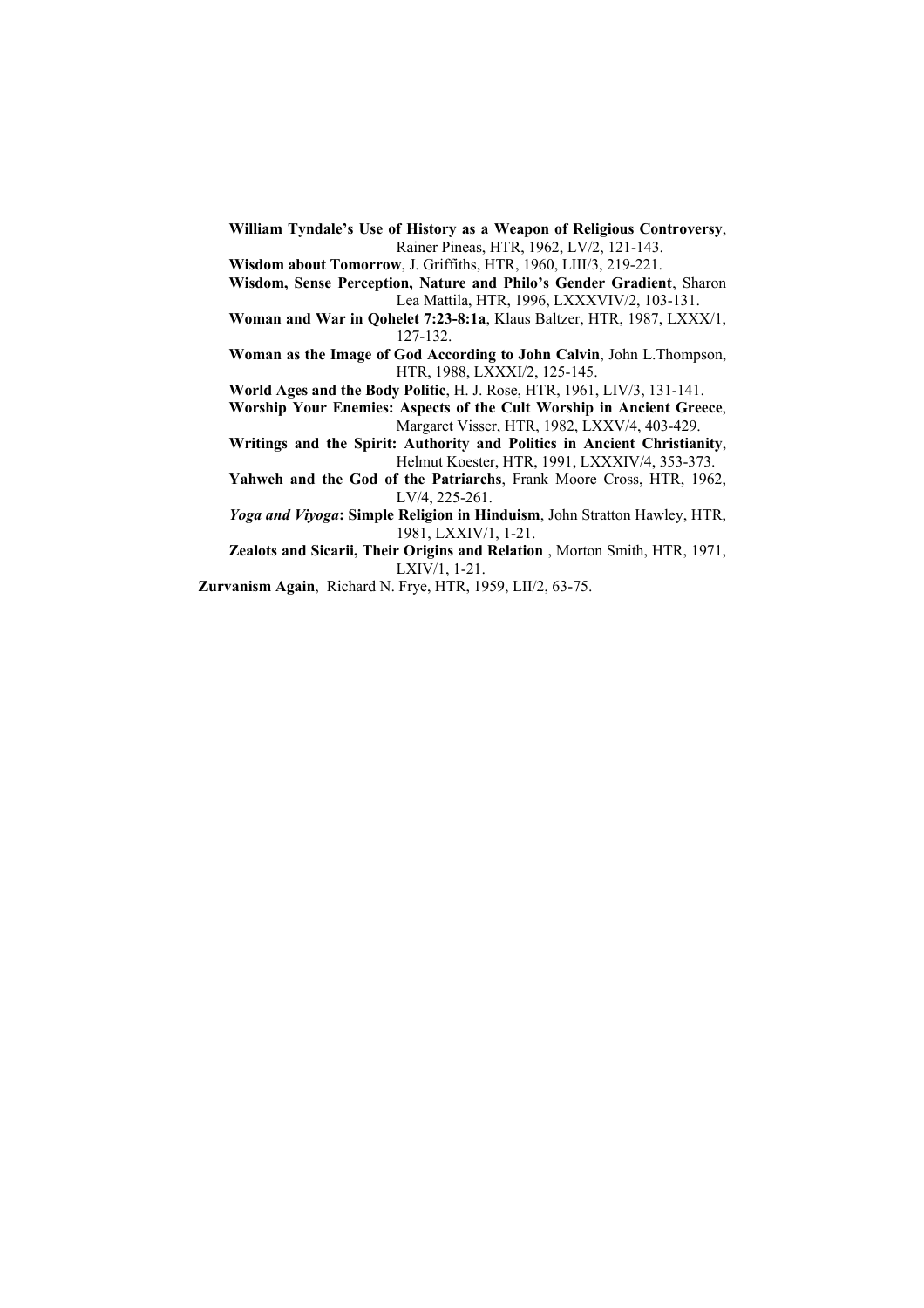**William Tyndale's Use of History as a Weapon of Religious Controversy**, Rainer Pineas, HTR, 1962, LV/2, 121-143.

**Wisdom about Tomorrow**, J. Griffiths, HTR, 1960, LIII/3, 219-221.

**Wisdom, Sense Perception, Nature and Philo's Gender Gradient**, Sharon Lea Mattila, HTR, 1996, LXXXVIV/2, 103-131.

**Woman and War in Qohelet 7:23-8:1a**, Klaus Baltzer, HTR, 1987, LXXX/1, 127-132.

**Woman as the Image of God According to John Calvin**, John L.Thompson, HTR, 1988, LXXXI/2, 125-145.

**World Ages and the Body Politic**, H. J. Rose, HTR, 1961, LIV/3, 131-141.

**Worship Your Enemies: Aspects of the Cult Worship in Ancient Greece**, Margaret Visser, HTR, 1982, LXXV/4, 403-429.

**Writings and the Spirit: Authority and Politics in Ancient Christianity**, Helmut Koester, HTR, 1991, LXXXIV/4, 353-373.

**Yahweh and the God of the Patriarchs**, Frank Moore Cross, HTR, 1962, LV/4, 225-261.

***Yoga and Viyoga*: Simple Religion in Hinduism**, John Stratton Hawley, HTR, 1981, LXXIV/1, 1-21.

**Zealots and Sicarii, Their Origins and Relation** , Morton Smith, HTR, 1971, LXIV/1, 1-21.

**Zurvanism Again**, Richard N. Frye, HTR, 1959, LII/2, 63-75.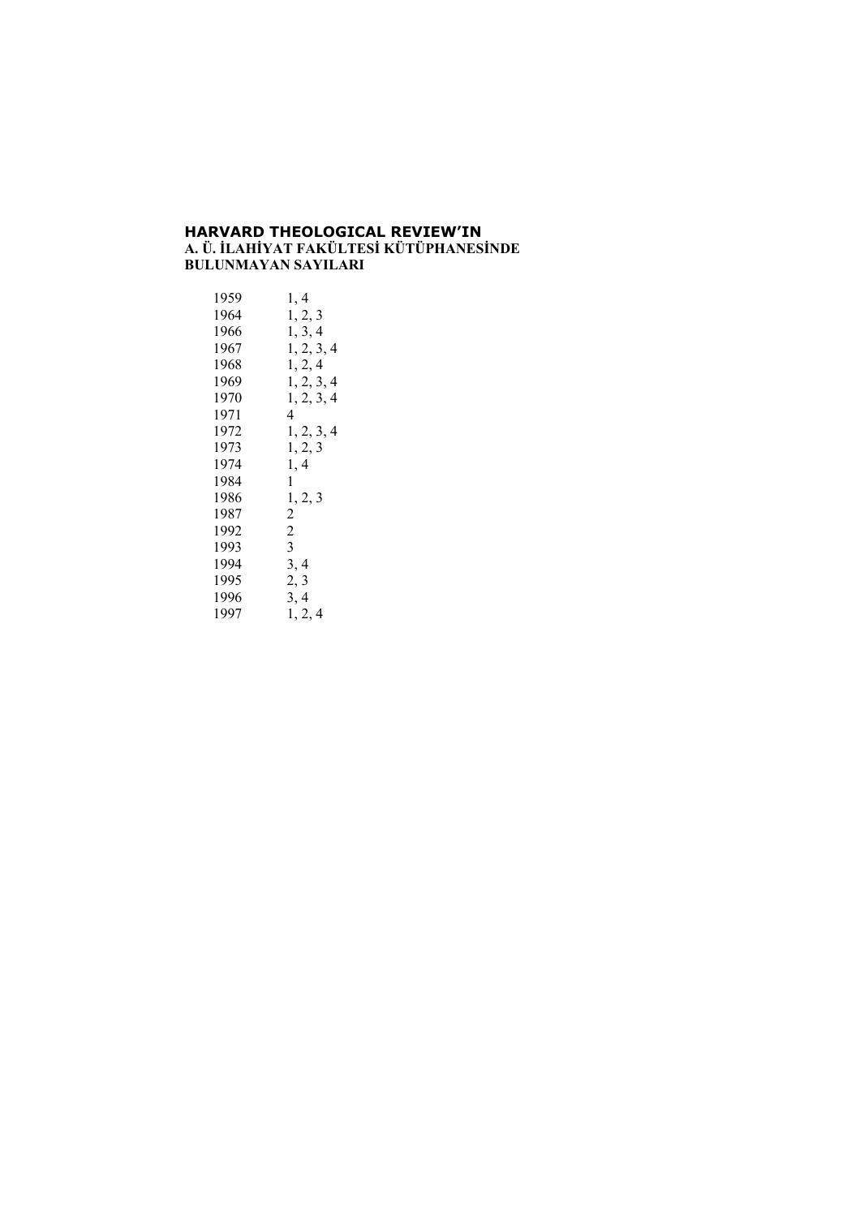## HARVARD THEOLOGICAL REVIEW'IN
**A. Ü. İLAHİYAT FAKÜLTESİ KÜTÜPHANESİNDE BULUNMAYAN SAYILARI**

| | |
|---|---|
| 1959 | 1, 4 |
| 1964 | 1, 2, 3 |
| 1966 | 1, 3, 4 |
| 1967 | 1, 2, 3, 4 |
| 1968 | 1, 2, 4 |
| 1969 | 1, 2, 3, 4 |
| 1970 | 1, 2, 3, 4 |
| 1971 | 4 |
| 1972 | 1, 2, 3, 4 |
| 1973 | 1, 2, 3 |
| 1974 | 1, 4 |
| 1984 | 1 |
| 1986 | 1, 2, 3 |
| 1987 | 2 |
| 1992 | 2 |
| 1993 | 3 |
| 1994 | 3, 4 |
| 1995 | 2, 3 |
| 1996 | 3, 4 |
| 1997 | 1, 2, 4 |